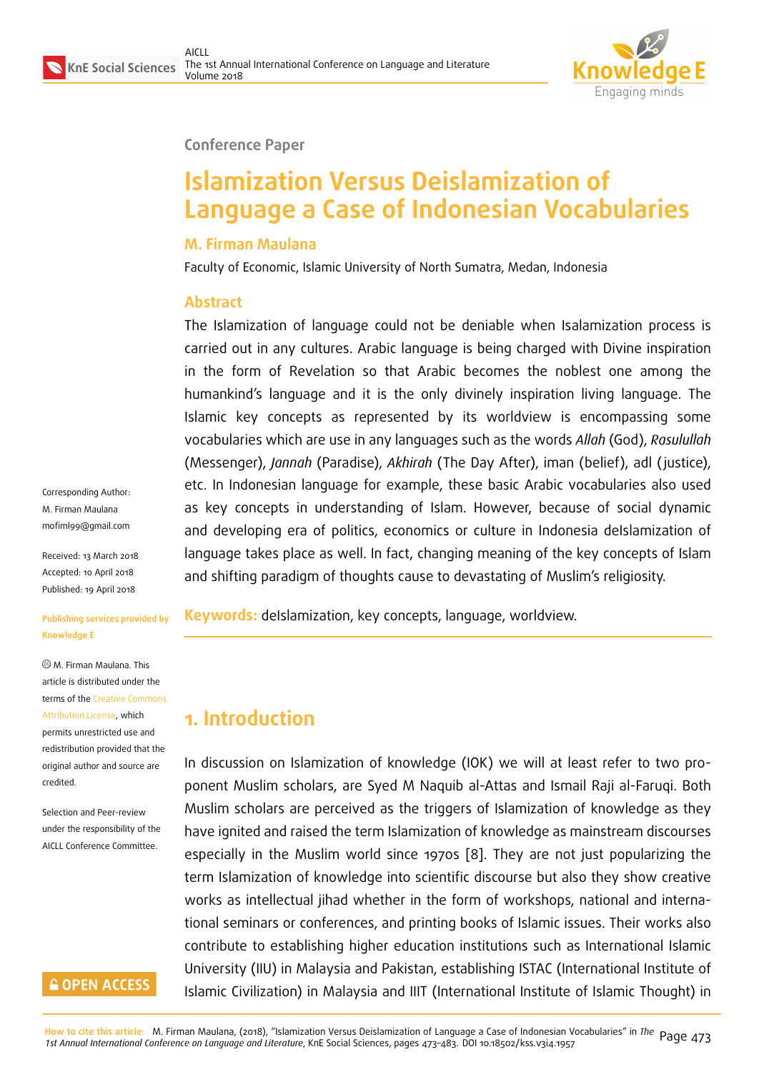Conference Paper

# Islamization Versus Deislamization of Language a Case of Indonesian Vocabularies

**M. Firman Maulana**

Faculty of Economic, Islamic University of North Sumatra, Medan, Indonesia

## Abstract

The Islamization of language could not be deniable when Isalamization process is carried out in any cultures. Arabic language is being charged with Divine inspiration in the form of Revelation so that Arabic becomes the noblest one among the humankind's language and it is the only divinely inspiration living language. The Islamic key concepts as represented by its worldview is encompassing some vocabularies which are use in any languages such as the words *Allah* (God), *Rasulullah* (Messenger), *Jannah* (Paradise), *Akhirah* (The Day After), iman (belief), adl (justice), etc. In Indonesian language for example, these basic Arabic vocabularies also used as key concepts in understanding of Islam. However, because of social dynamic and developing era of politics, economics or culture in Indonesia deIslamization of language takes place as well. In fact, changing meaning of the key concepts of Islam and shifting paradigm of thoughts cause to devastating of Muslim's religiosity.

**Keywords:** deIslamization, key concepts, language, worldview.

Corresponding Author:
M. Firman Maulana
mofiml99@gmail.com

Received: 13 March 2018
Accepted: 10 April 2018
Published: 19 April 2018

**Publishing services provided by Knowledge E**

© M. Firman Maulana. This article is distributed under the terms of the Creative Commons Attribution License, which permits unrestricted use and redistribution provided that the original author and source are credited.

Selection and Peer-review under the responsibility of the AICLL Conference Committee.

## 1. Introduction

In discussion on Islamization of knowledge (IOK) we will at least refer to two proponent Muslim scholars, are Syed M Naquib al-Attas and Ismail Raji al-Faruqi. Both Muslim scholars are perceived as the triggers of Islamization of knowledge as they have ignited and raised the term Islamization of knowledge as mainstream discourses especially in the Muslim world since 1970s [8]. They are not just popularizing the term Islamization of knowledge into scientific discourse but also they show creative works as intellectual jihad whether in the form of workshops, national and international seminars or conferences, and printing books of Islamic issues. Their works also contribute to establishing higher education institutions such as International Islamic University (IIU) in Malaysia and Pakistan, establishing ISTAC (International Institute of Islamic Civilization) in Malaysia and IIIT (International Institute of Islamic Thought) in

**How to cite this article:** M. Firman Maulana, (2018), "Islamization Versus Deislamization of Language a Case of Indonesian Vocabularies" in *The 1st Annual International Conference on Language and Literature*, KnE Social Sciences, pages 473–483. DOI 10.18502/kss.v3i4.1957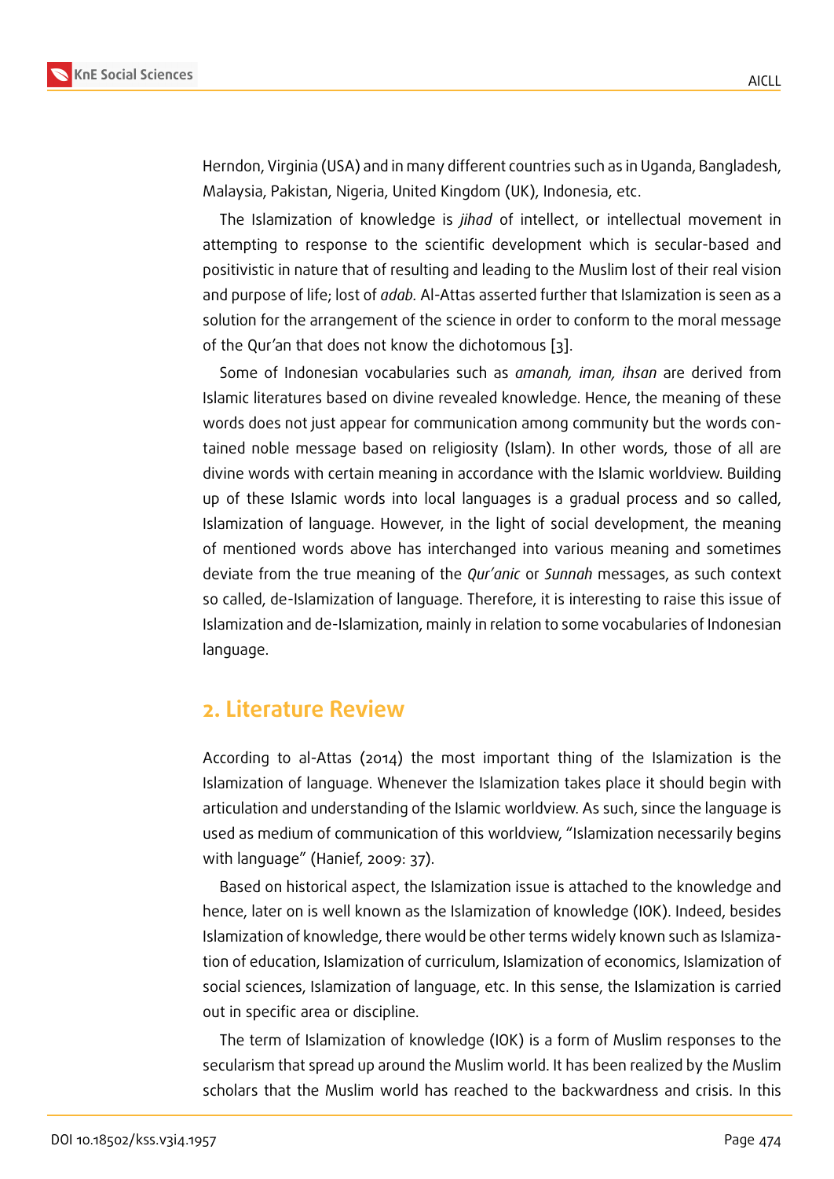Herndon, Virginia (USA) and in many different countries such as in Uganda, Bangladesh, Malaysia, Pakistan, Nigeria, United Kingdom (UK), Indonesia, etc.

The Islamization of knowledge is *jihad* of intellect, or intellectual movement in attempting to response to the scientific development which is secular-based and positivistic in nature that of resulting and leading to the Muslim lost of their real vision and purpose of life; lost of *adab.* Al-Attas asserted further that Islamization is seen as a solution for the arrangement of the science in order to conform to the moral message of the Qur'an that does not know the dichotomous [3].

Some of Indonesian vocabularies such as *amanah, iman, ihsan* are derived from Islamic literatures based on divine revealed knowledge. Hence, the meaning of these words does not just appear for communication among community but the words contained noble message based on religiosity (Islam). In other words, those of all are divine words with certain meaning in accordance with the Islamic worldview. Building up of these Islamic words into local languages is a gradual process and so called, Islamization of language. However, in the light of social development, the meaning of mentioned words above has interchanged into various meaning and sometimes deviate from the true meaning of the *Qur'anic* or *Sunnah* messages, as such context so called, de-Islamization of language. Therefore, it is interesting to raise this issue of Islamization and de-Islamization, mainly in relation to some vocabularies of Indonesian language.

## 2. Literature Review

According to al-Attas (2014) the most important thing of the Islamization is the Islamization of language. Whenever the Islamization takes place it should begin with articulation and understanding of the Islamic worldview. As such, since the language is used as medium of communication of this worldview, "Islamization necessarily begins with language" (Hanief, 2009: 37).

Based on historical aspect, the Islamization issue is attached to the knowledge and hence, later on is well known as the Islamization of knowledge (IOK). Indeed, besides Islamization of knowledge, there would be other terms widely known such as Islamization of education, Islamization of curriculum, Islamization of economics, Islamization of social sciences, Islamization of language, etc. In this sense, the Islamization is carried out in specific area or discipline.

The term of Islamization of knowledge (IOK) is a form of Muslim responses to the secularism that spread up around the Muslim world. It has been realized by the Muslim scholars that the Muslim world has reached to the backwardness and crisis. In this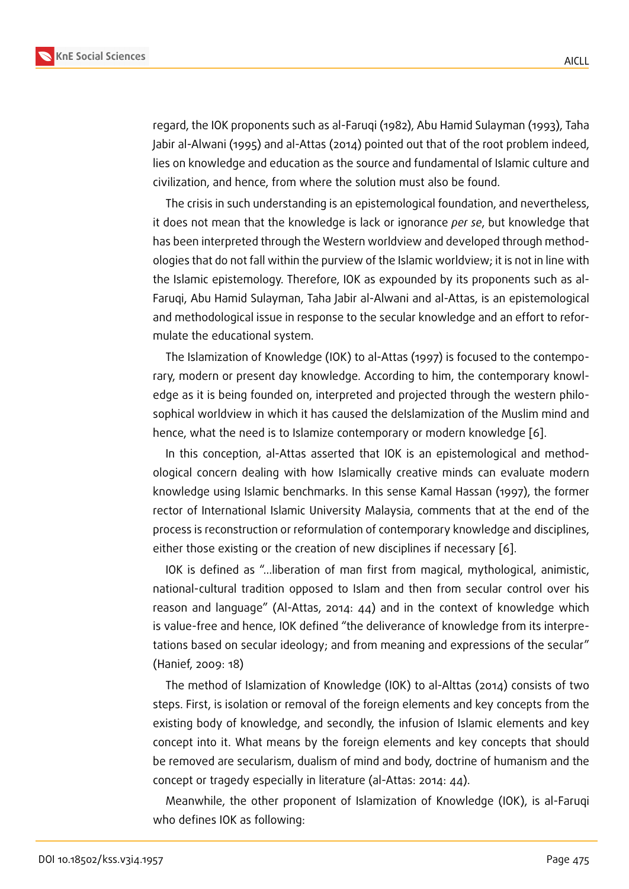regard, the IOK proponents such as al-Faruqi (1982), Abu Hamid Sulayman (1993), Taha Jabir al-Alwani (1995) and al-Attas (2014) pointed out that of the root problem indeed, lies on knowledge and education as the source and fundamental of Islamic culture and civilization, and hence, from where the solution must also be found.

The crisis in such understanding is an epistemological foundation, and nevertheless, it does not mean that the knowledge is lack or ignorance *per se*, but knowledge that has been interpreted through the Western worldview and developed through methodologies that do not fall within the purview of the Islamic worldview; it is not in line with the Islamic epistemology. Therefore, IOK as expounded by its proponents such as al-Faruqi, Abu Hamid Sulayman, Taha Jabir al-Alwani and al-Attas, is an epistemological and methodological issue in response to the secular knowledge and an effort to reformulate the educational system.

The Islamization of Knowledge (IOK) to al-Attas (1997) is focused to the contemporary, modern or present day knowledge. According to him, the contemporary knowledge as it is being founded on, interpreted and projected through the western philosophical worldview in which it has caused the deIslamization of the Muslim mind and hence, what the need is to Islamize contemporary or modern knowledge [6].

In this conception, al-Attas asserted that IOK is an epistemological and methodological concern dealing with how Islamically creative minds can evaluate modern knowledge using Islamic benchmarks. In this sense Kamal Hassan (1997), the former rector of International Islamic University Malaysia, comments that at the end of the process is reconstruction or reformulation of contemporary knowledge and disciplines, either those existing or the creation of new disciplines if necessary [6].

IOK is defined as "...liberation of man first from magical, mythological, animistic, national-cultural tradition opposed to Islam and then from secular control over his reason and language" (Al-Attas, 2014: 44) and in the context of knowledge which is value-free and hence, IOK defined "the deliverance of knowledge from its interpretations based on secular ideology; and from meaning and expressions of the secular" (Hanief, 2009: 18)

The method of Islamization of Knowledge (IOK) to al-Alttas (2014) consists of two steps. First, is isolation or removal of the foreign elements and key concepts from the existing body of knowledge, and secondly, the infusion of Islamic elements and key concept into it. What means by the foreign elements and key concepts that should be removed are secularism, dualism of mind and body, doctrine of humanism and the concept or tragedy especially in literature (al-Attas: 2014: 44).

Meanwhile, the other proponent of Islamization of Knowledge (IOK), is al-Faruqi who defines IOK as following: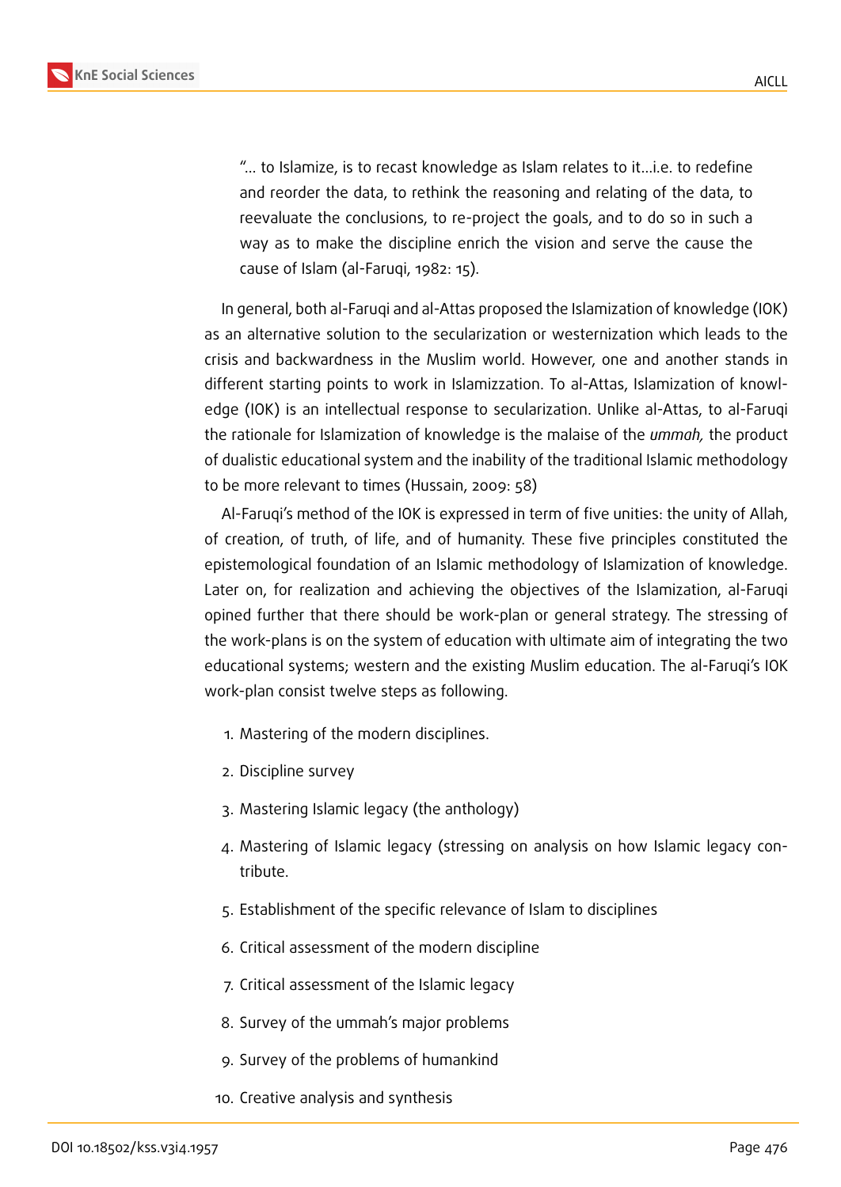> "... to Islamize, is to recast knowledge as Islam relates to it...i.e. to redefine and reorder the data, to rethink the reasoning and relating of the data, to reevaluate the conclusions, to re-project the goals, and to do so in such a way as to make the discipline enrich the vision and serve the cause the cause of Islam (al-Faruqi, 1982: 15).

In general, both al-Faruqi and al-Attas proposed the Islamization of knowledge (IOK) as an alternative solution to the secularization or westernization which leads to the crisis and backwardness in the Muslim world. However, one and another stands in different starting points to work in Islamizzation. To al-Attas, Islamization of knowledge (IOK) is an intellectual response to secularization. Unlike al-Attas, to al-Faruqi the rationale for Islamization of knowledge is the malaise of the *ummah,* the product of dualistic educational system and the inability of the traditional Islamic methodology to be more relevant to times (Hussain, 2009: 58)

Al-Faruqi's method of the IOK is expressed in term of five unities: the unity of Allah, of creation, of truth, of life, and of humanity. These five principles constituted the epistemological foundation of an Islamic methodology of Islamization of knowledge. Later on, for realization and achieving the objectives of the Islamization, al-Faruqi opined further that there should be work-plan or general strategy. The stressing of the work-plans is on the system of education with ultimate aim of integrating the two educational systems; western and the existing Muslim education. The al-Faruqi's IOK work-plan consist twelve steps as following.

1. Mastering of the modern disciplines.
2. Discipline survey
3. Mastering Islamic legacy (the anthology)
4. Mastering of Islamic legacy (stressing on analysis on how Islamic legacy contribute.
5. Establishment of the specific relevance of Islam to disciplines
6. Critical assessment of the modern discipline
7. Critical assessment of the Islamic legacy
8. Survey of the ummah's major problems
9. Survey of the problems of humankind
10. Creative analysis and synthesis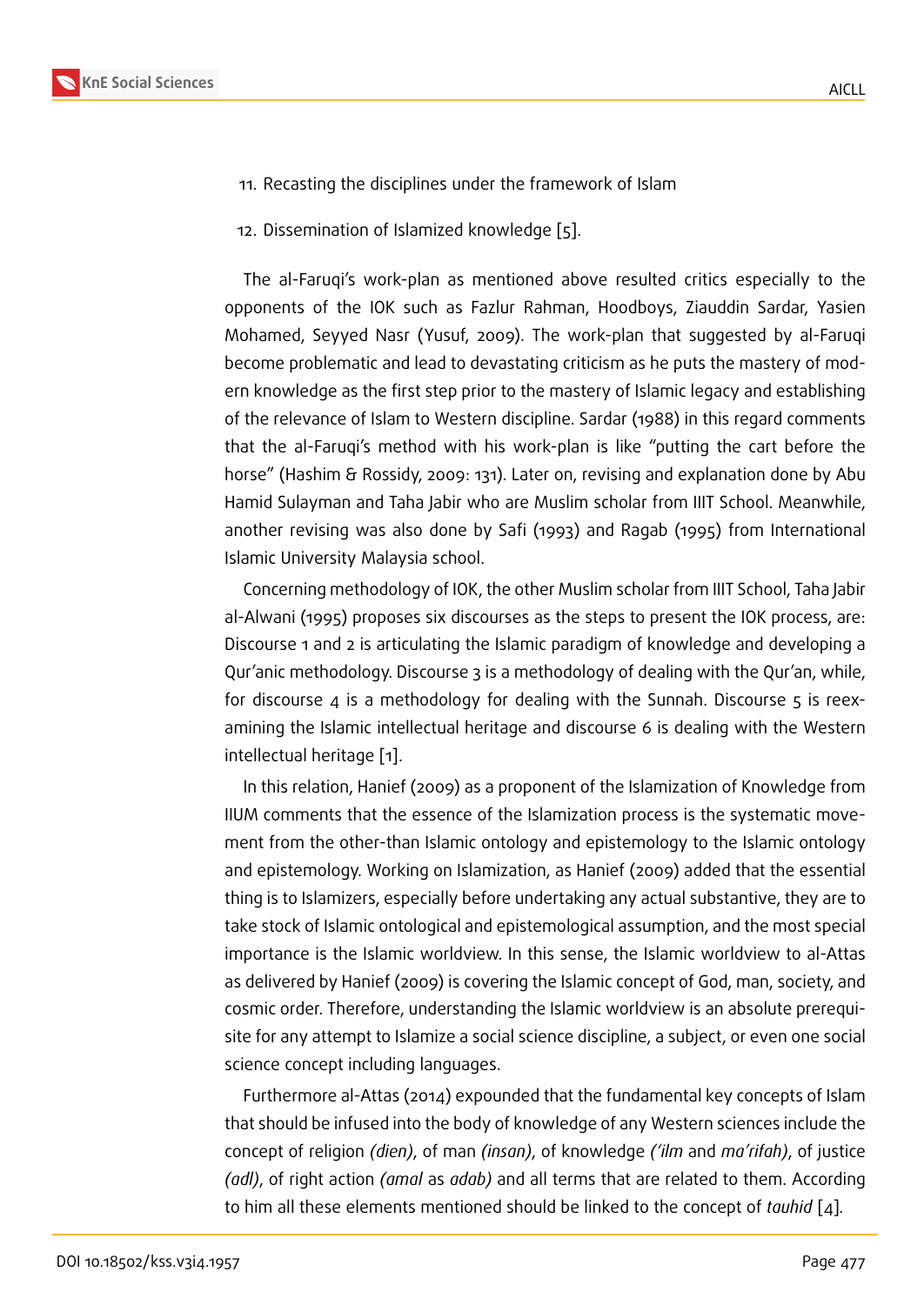11. Recasting the disciplines under the framework of Islam

12. Dissemination of Islamized knowledge [5].

The al-Faruqi's work-plan as mentioned above resulted critics especially to the opponents of the IOK such as Fazlur Rahman, Hoodboys, Ziauddin Sardar, Yasien Mohamed, Seyyed Nasr (Yusuf, 2009). The work-plan that suggested by al-Faruqi become problematic and lead to devastating criticism as he puts the mastery of modern knowledge as the first step prior to the mastery of Islamic legacy and establishing of the relevance of Islam to Western discipline. Sardar (1988) in this regard comments that the al-Faruqi's method with his work-plan is like "putting the cart before the horse" (Hashim & Rossidy, 2009: 131). Later on, revising and explanation done by Abu Hamid Sulayman and Taha Jabir who are Muslim scholar from IIIT School. Meanwhile, another revising was also done by Safi (1993) and Ragab (1995) from International Islamic University Malaysia school.

Concerning methodology of IOK, the other Muslim scholar from IIIT School, Taha Jabir al-Alwani (1995) proposes six discourses as the steps to present the IOK process, are: Discourse 1 and 2 is articulating the Islamic paradigm of knowledge and developing a Qur'anic methodology. Discourse 3 is a methodology of dealing with the Qur'an, while, for discourse 4 is a methodology for dealing with the Sunnah. Discourse 5 is reexamining the Islamic intellectual heritage and discourse 6 is dealing with the Western intellectual heritage [1].

In this relation, Hanief (2009) as a proponent of the Islamization of Knowledge from IIUM comments that the essence of the Islamization process is the systematic movement from the other-than Islamic ontology and epistemology to the Islamic ontology and epistemology. Working on Islamization, as Hanief (2009) added that the essential thing is to Islamizers, especially before undertaking any actual substantive, they are to take stock of Islamic ontological and epistemological assumption, and the most special importance is the Islamic worldview. In this sense, the Islamic worldview to al-Attas as delivered by Hanief (2009) is covering the Islamic concept of God, man, society, and cosmic order. Therefore, understanding the Islamic worldview is an absolute prerequisite for any attempt to Islamize a social science discipline, a subject, or even one social science concept including languages.

Furthermore al-Attas (2014) expounded that the fundamental key concepts of Islam that should be infused into the body of knowledge of any Western sciences include the concept of religion *(dien)*, of man *(insan)*, of knowledge *('ilm* and *ma'rifah)*, of justice *(adl)*, of right action *(amal* as *adab)* and all terms that are related to them. According to him all these elements mentioned should be linked to the concept of *tauhid* [4].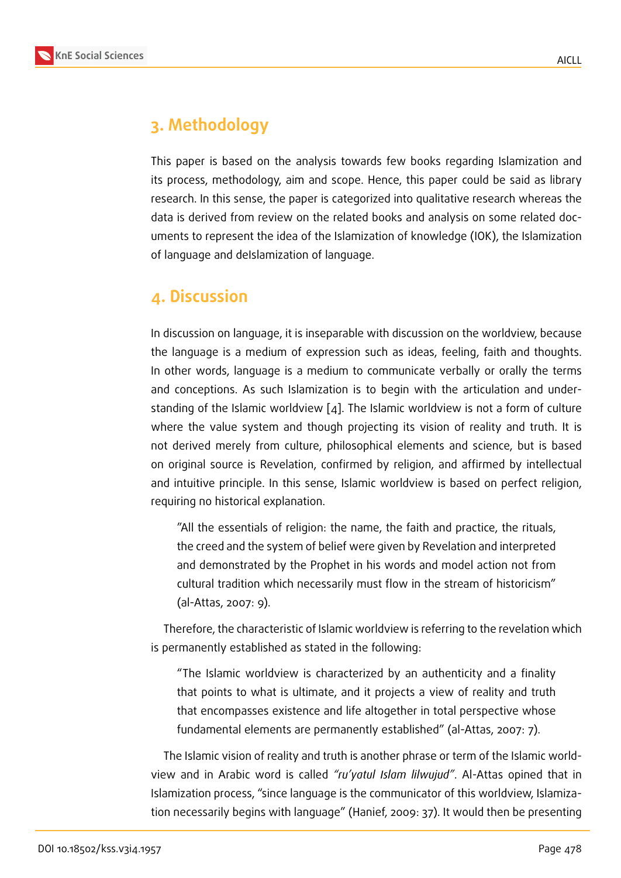## 3. Methodology

This paper is based on the analysis towards few books regarding Islamization and its process, methodology, aim and scope. Hence, this paper could be said as library research. In this sense, the paper is categorized into qualitative research whereas the data is derived from review on the related books and analysis on some related documents to represent the idea of the Islamization of knowledge (IOK), the Islamization of language and deIslamization of language.

## 4. Discussion

In discussion on language, it is inseparable with discussion on the worldview, because the language is a medium of expression such as ideas, feeling, faith and thoughts. In other words, language is a medium to communicate verbally or orally the terms and conceptions. As such Islamization is to begin with the articulation and understanding of the Islamic worldview [4]. The Islamic worldview is not a form of culture where the value system and though projecting its vision of reality and truth. It is not derived merely from culture, philosophical elements and science, but is based on original source is Revelation, confirmed by religion, and affirmed by intellectual and intuitive principle. In this sense, Islamic worldview is based on perfect religion, requiring no historical explanation.

> "All the essentials of religion: the name, the faith and practice, the rituals, the creed and the system of belief were given by Revelation and interpreted and demonstrated by the Prophet in his words and model action not from cultural tradition which necessarily must flow in the stream of historicism" (al-Attas, 2007: 9).

Therefore, the characteristic of Islamic worldview is referring to the revelation which is permanently established as stated in the following:

> "The Islamic worldview is characterized by an authenticity and a finality that points to what is ultimate, and it projects a view of reality and truth that encompasses existence and life altogether in total perspective whose fundamental elements are permanently established" (al-Attas, 2007: 7).

The Islamic vision of reality and truth is another phrase or term of the Islamic worldview and in Arabic word is called *"ru'yatul Islam lilwujud"*. Al-Attas opined that in Islamization process, "since language is the communicator of this worldview, Islamization necessarily begins with language" (Hanief, 2009: 37). It would then be presenting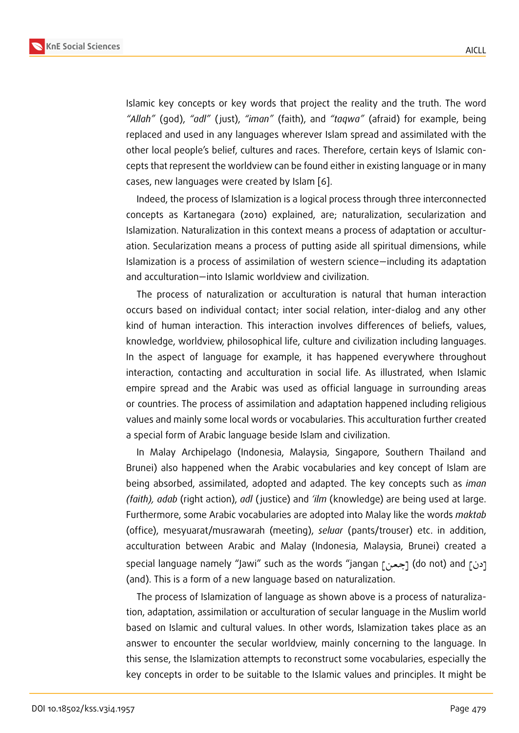Islamic key concepts or key words that project the reality and the truth. The word *"Allah"* (god), *"adl"* (just), *"iman"* (faith), and *"taqwa"* (afraid) for example, being replaced and used in any languages wherever Islam spread and assimilated with the other local people's belief, cultures and races. Therefore, certain keys of Islamic concepts that represent the worldview can be found either in existing language or in many cases, new languages were created by Islam [6].

Indeed, the process of Islamization is a logical process through three interconnected concepts as Kartanegara (2010) explained, are; naturalization, secularization and Islamization. Naturalization in this context means a process of adaptation or acculturation. Secularization means a process of putting aside all spiritual dimensions, while Islamization is a process of assimilation of western science—including its adaptation and acculturation—into Islamic worldview and civilization.

The process of naturalization or acculturation is natural that human interaction occurs based on individual contact; inter social relation, inter-dialog and any other kind of human interaction. This interaction involves differences of beliefs, values, knowledge, worldview, philosophical life, culture and civilization including languages. In the aspect of language for example, it has happened everywhere throughout interaction, contacting and acculturation in social life. As illustrated, when Islamic empire spread and the Arabic was used as official language in surrounding areas or countries. The process of assimilation and adaptation happened including religious values and mainly some local words or vocabularies. This acculturation further created a special form of Arabic language beside Islam and civilization.

In Malay Archipelago (Indonesia, Malaysia, Singapore, Southern Thailand and Brunei) also happened when the Arabic vocabularies and key concept of Islam are being absorbed, assimilated, adopted and adapted. The key concepts such as *iman (faith), adab* (right action), *adl* (justice) and *'ilm* (knowledge) are being used at large. Furthermore, some Arabic vocabularies are adopted into Malay like the words *maktab* (office), mesyuarat/musrawarah (meeting), *seluar* (pants/trouser) etc. in addition, acculturation between Arabic and Malay (Indonesia, Malaysia, Brunei) created a special language namely "Jawi" such as the words "jangan [جعن] (do not) and [دن] (and). This is a form of a new language based on naturalization.

The process of Islamization of language as shown above is a process of naturalization, adaptation, assimilation or acculturation of secular language in the Muslim world based on Islamic and cultural values. In other words, Islamization takes place as an answer to encounter the secular worldview, mainly concerning to the language. In this sense, the Islamization attempts to reconstruct some vocabularies, especially the key concepts in order to be suitable to the Islamic values and principles. It might be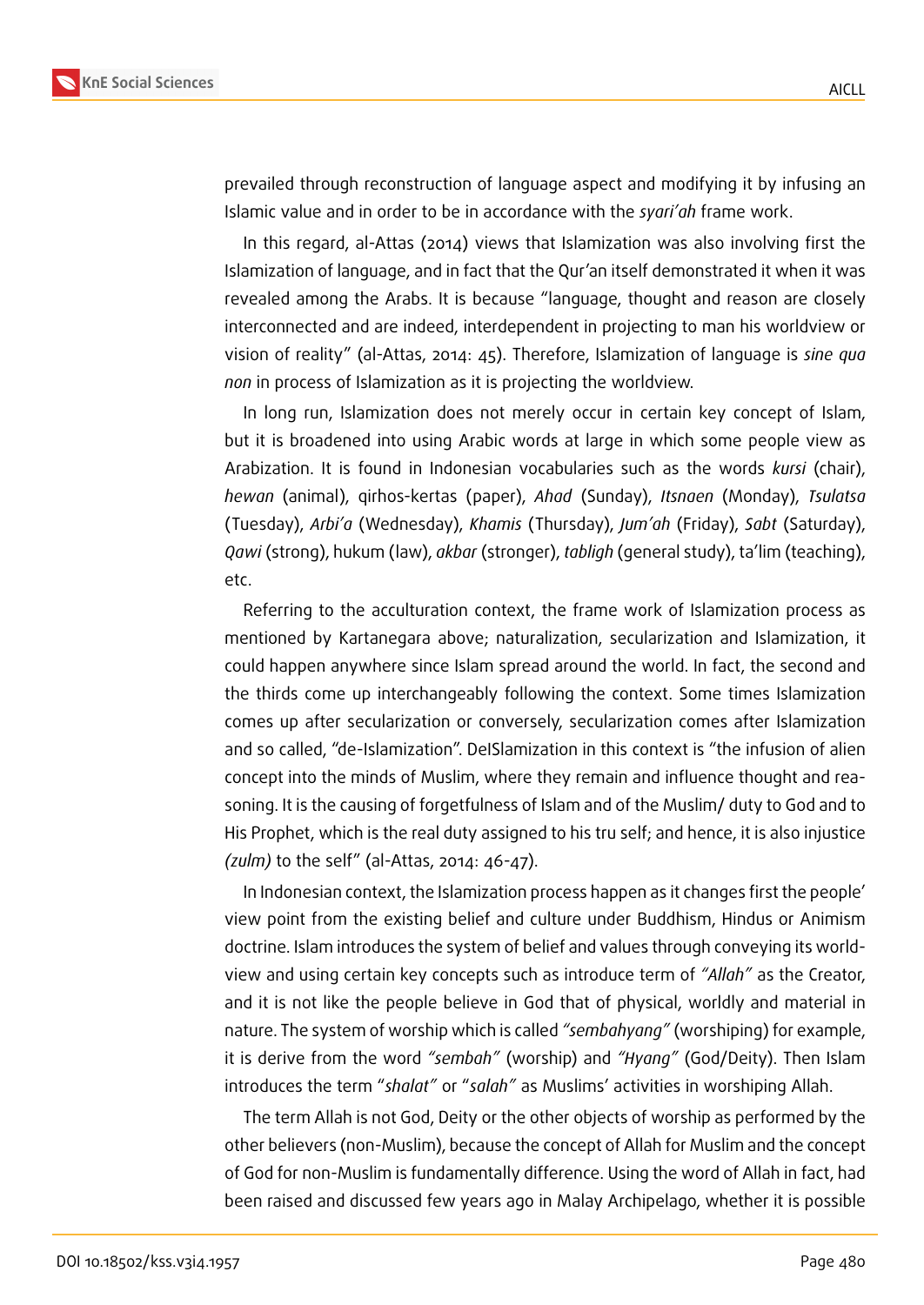prevailed through reconstruction of language aspect and modifying it by infusing an Islamic value and in order to be in accordance with the *syari'ah* frame work.

In this regard, al-Attas (2014) views that Islamization was also involving first the Islamization of language, and in fact that the Qur'an itself demonstrated it when it was revealed among the Arabs. It is because "language, thought and reason are closely interconnected and are indeed, interdependent in projecting to man his worldview or vision of reality" (al-Attas, 2014: 45). Therefore, Islamization of language is *sine qua non* in process of Islamization as it is projecting the worldview.

In long run, Islamization does not merely occur in certain key concept of Islam, but it is broadened into using Arabic words at large in which some people view as Arabization. It is found in Indonesian vocabularies such as the words *kursi* (chair), *hewan* (animal), qirhos-kertas (paper), *Ahad* (Sunday), *Itsnaen* (Monday), *Tsulatsa* (Tuesday), *Arbi'a* (Wednesday), *Khamis* (Thursday), *Jum'ah* (Friday), *Sabt* (Saturday), *Qawi* (strong), hukum (law), *akbar* (stronger), *tabligh* (general study), ta'lim (teaching), etc.

Referring to the acculturation context, the frame work of Islamization process as mentioned by Kartanegara above; naturalization, secularization and Islamization, it could happen anywhere since Islam spread around the world. In fact, the second and the thirds come up interchangeably following the context. Some times Islamization comes up after secularization or conversely, secularization comes after Islamization and so called, "de-Islamization". DeISlamization in this context is "the infusion of alien concept into the minds of Muslim, where they remain and influence thought and reasoning. It is the causing of forgetfulness of Islam and of the Muslim/ duty to God and to His Prophet, which is the real duty assigned to his tru self; and hence, it is also injustice *(zulm)* to the self" (al-Attas, 2014: 46-47).

In Indonesian context, the Islamization process happen as it changes first the people' view point from the existing belief and culture under Buddhism, Hindus or Animism doctrine. Islam introduces the system of belief and values through conveying its worldview and using certain key concepts such as introduce term of *"Allah"* as the Creator, and it is not like the people believe in God that of physical, worldly and material in nature. The system of worship which is called *"sembahyang"* (worshiping) for example, it is derive from the word *"sembah"* (worship) and *"Hyang"* (God/Deity). Then Islam introduces the term "*shalat*" or "*salah*" as Muslims' activities in worshiping Allah.

The term Allah is not God, Deity or the other objects of worship as performed by the other believers (non-Muslim), because the concept of Allah for Muslim and the concept of God for non-Muslim is fundamentally difference. Using the word of Allah in fact, had been raised and discussed few years ago in Malay Archipelago, whether it is possible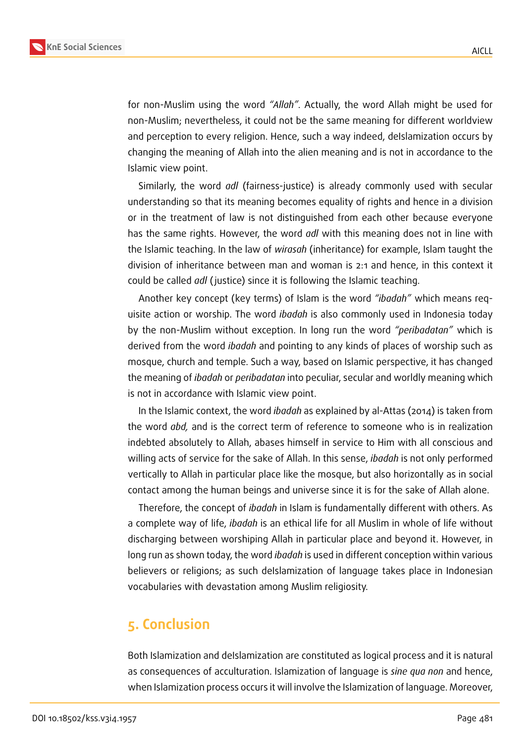for non-Muslim using the word *"Allah"*. Actually, the word Allah might be used for non-Muslim; nevertheless, it could not be the same meaning for different worldview and perception to every religion. Hence, such a way indeed, deIslamization occurs by changing the meaning of Allah into the alien meaning and is not in accordance to the Islamic view point.

Similarly, the word *adl* (fairness-justice) is already commonly used with secular understanding so that its meaning becomes equality of rights and hence in a division or in the treatment of law is not distinguished from each other because everyone has the same rights. However, the word *adl* with this meaning does not in line with the Islamic teaching. In the law of *wirasah* (inheritance) for example, Islam taught the division of inheritance between man and woman is 2:1 and hence, in this context it could be called *adl* (justice) since it is following the Islamic teaching.

Another key concept (key terms) of Islam is the word *"ibadah"* which means requisite action or worship. The word *ibadah* is also commonly used in Indonesia today by the non-Muslim without exception. In long run the word *"peribadatan"* which is derived from the word *ibadah* and pointing to any kinds of places of worship such as mosque, church and temple. Such a way, based on Islamic perspective, it has changed the meaning of *ibadah* or *peribadatan* into peculiar, secular and worldly meaning which is not in accordance with Islamic view point.

In the Islamic context, the word *ibadah* as explained by al-Attas (2014) is taken from the word *abd,* and is the correct term of reference to someone who is in realization indebted absolutely to Allah, abases himself in service to Him with all conscious and willing acts of service for the sake of Allah. In this sense, *ibadah* is not only performed vertically to Allah in particular place like the mosque, but also horizontally as in social contact among the human beings and universe since it is for the sake of Allah alone.

Therefore, the concept of *ibadah* in Islam is fundamentally different with others. As a complete way of life, *ibadah* is an ethical life for all Muslim in whole of life without discharging between worshiping Allah in particular place and beyond it. However, in long run as shown today, the word *ibadah* is used in different conception within various believers or religions; as such deIslamization of language takes place in Indonesian vocabularies with devastation among Muslim religiosity.

## 5. Conclusion

Both Islamization and deIslamization are constituted as logical process and it is natural as consequences of acculturation. Islamization of language is *sine qua non* and hence, when Islamization process occurs it will involve the Islamization of language. Moreover,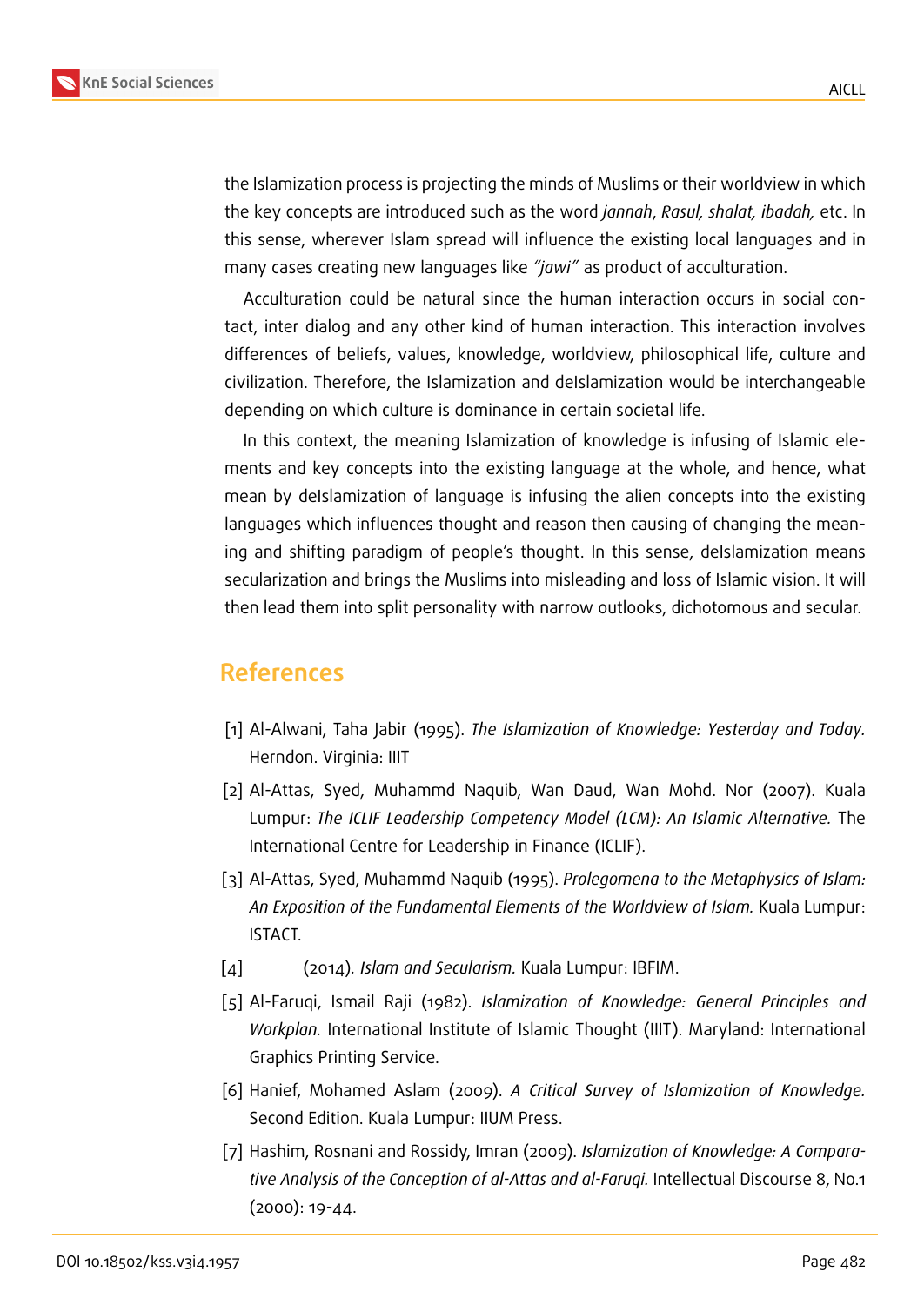the Islamization process is projecting the minds of Muslims or their worldview in which the key concepts are introduced such as the word *jannah*, *Rasul, shalat, ibadah,* etc. In this sense, wherever Islam spread will influence the existing local languages and in many cases creating new languages like *"jawi"* as product of acculturation.

Acculturation could be natural since the human interaction occurs in social contact, inter dialog and any other kind of human interaction. This interaction involves differences of beliefs, values, knowledge, worldview, philosophical life, culture and civilization. Therefore, the Islamization and deIslamization would be interchangeable depending on which culture is dominance in certain societal life.

In this context, the meaning Islamization of knowledge is infusing of Islamic elements and key concepts into the existing language at the whole, and hence, what mean by deIslamization of language is infusing the alien concepts into the existing languages which influences thought and reason then causing of changing the meaning and shifting paradigm of people's thought. In this sense, deIslamization means secularization and brings the Muslims into misleading and loss of Islamic vision. It will then lead them into split personality with narrow outlooks, dichotomous and secular.

## References

[1] Al-Alwani, Taha Jabir (1995). *The Islamization of Knowledge: Yesterday and Today*. Herndon. Virginia: IIIT

[2] Al-Attas, Syed, Muhammd Naquib, Wan Daud, Wan Mohd. Nor (2007). Kuala Lumpur: *The ICLIF Leadership Competency Model (LCM): An Islamic Alternative.* The International Centre for Leadership in Finance (ICLIF).

[3] Al-Attas, Syed, Muhammd Naquib (1995). *Prolegomena to the Metaphysics of Islam: An Exposition of the Fundamental Elements of the Worldview of Islam.* Kuala Lumpur: ISTACT.

[4] ______ (2014). *Islam and Secularism.* Kuala Lumpur: IBFIM.

[5] Al-Faruqi, Ismail Raji (1982). *Islamization of Knowledge: General Principles and Workplan.* International Institute of Islamic Thought (IIIT). Maryland: International Graphics Printing Service.

[6] Hanief, Mohamed Aslam (2009). *A Critical Survey of Islamization of Knowledge.* Second Edition. Kuala Lumpur: IIUM Press.

[7] Hashim, Rosnani and Rossidy, Imran (2009). *Islamization of Knowledge: A Comparative Analysis of the Conception of al-Attas and al-Faruqi.* Intellectual Discourse 8, No.1 (2000): 19-44.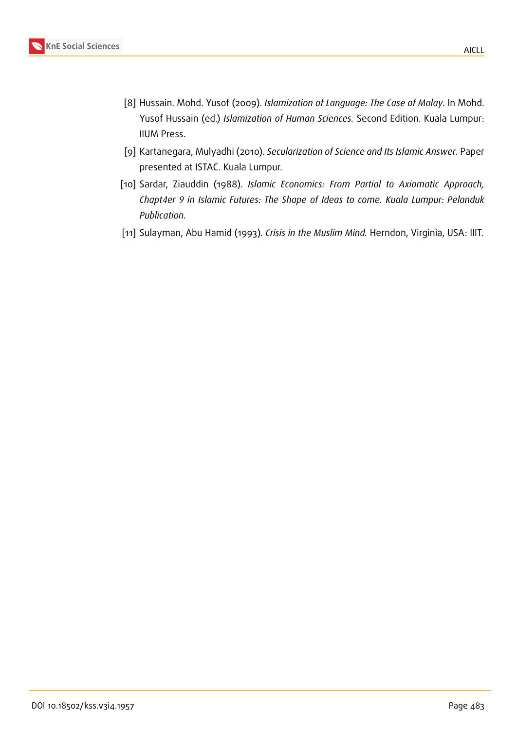[8] Hussain. Mohd. Yusof (2009). *Islamization of Language: The Case of Malay.* In Mohd. Yusof Hussain (ed.) *Islamization of Human Sciences.* Second Edition. Kuala Lumpur: IIUM Press.

[9] Kartanegara, Mulyadhi (2010). *Secularization of Science and Its Islamic Answer.* Paper presented at ISTAC. Kuala Lumpur.

[10] Sardar, Ziauddin (1988). *Islamic Economics: From Partial to Axiomatic Approach, Chapt4er 9 in Islamic Futures: The Shape of Ideas to come. Kuala Lumpur: Pelanduk Publication.*

[11] Sulayman, Abu Hamid (1993). *Crisis in the Muslim Mind.* Herndon, Virginia, USA: IIIT.